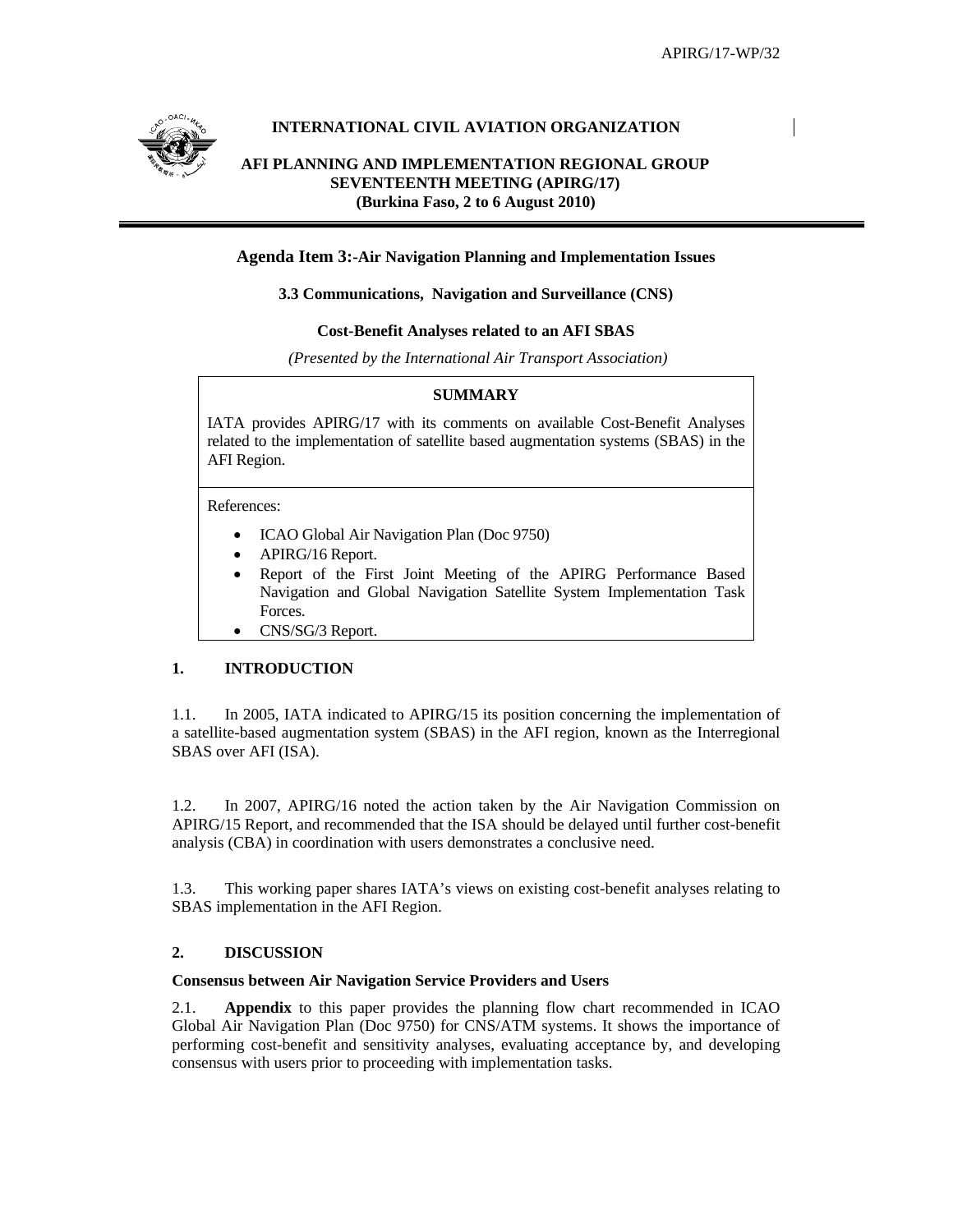APIRG/17-WP/32

**INTERNATIONAL CIVIL AVIATION ORGANIZATION**

**AFI PLANNING AND IMPLEMENTATION REGIONAL GROUP SEVENTEENTH MEETING (APIRG/17) (Burkina Faso, 2 to 6 August 2010)**

**Agenda Item 3:-Air Navigation Planning and Implementation Issues**

**3.3 Communications, Navigation and Surveillance (CNS)**

**Cost-Benefit Analyses related to an AFI SBAS**

*(Presented by the International Air Transport Association)*

**SUMMARY**

IATA provides APIRG/17 with its comments on available Cost-Benefit Analyses related to the implementation of satellite based augmentation systems (SBAS) in the AFI Region.

References:

- ICAO Global Air Navigation Plan (Doc 9750)
- APIRG/16 Report.
- Report of the First Joint Meeting of the APIRG Performance Based Navigation and Global Navigation Satellite System Implementation Task Forces.
- CNS/SG/3 Report.

## 1. INTRODUCTION

1.1. In 2005, IATA indicated to APIRG/15 its position concerning the implementation of a satellite-based augmentation system (SBAS) in the AFI region, known as the Interregional SBAS over AFI (ISA).

1.2. In 2007, APIRG/16 noted the action taken by the Air Navigation Commission on APIRG/15 Report, and recommended that the ISA should be delayed until further cost-benefit analysis (CBA) in coordination with users demonstrates a conclusive need.

1.3. This working paper shares IATA's views on existing cost-benefit analyses relating to SBAS implementation in the AFI Region.

## 2. DISCUSSION

**Consensus between Air Navigation Service Providers and Users**

2.1. **Appendix** to this paper provides the planning flow chart recommended in ICAO Global Air Navigation Plan (Doc 9750) for CNS/ATM systems. It shows the importance of performing cost-benefit and sensitivity analyses, evaluating acceptance by, and developing consensus with users prior to proceeding with implementation tasks.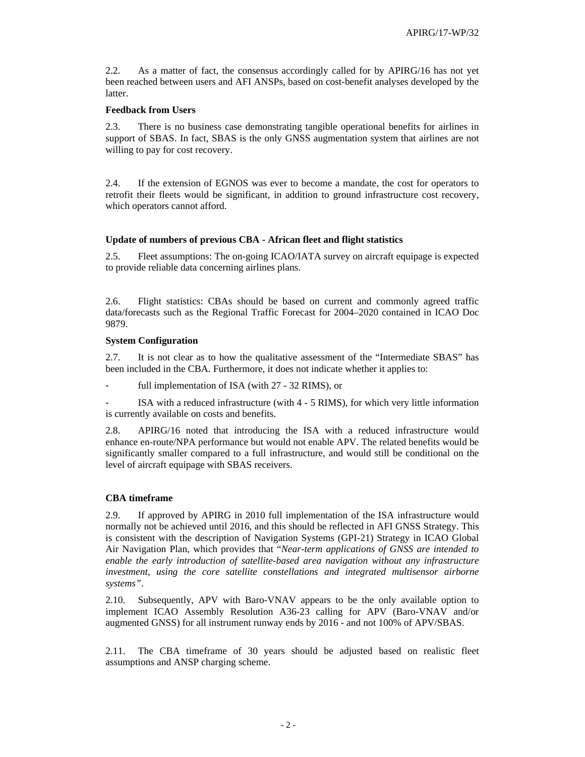2.2. As a matter of fact, the consensus accordingly called for by APIRG/16 has not yet been reached between users and AFI ANSPs, based on cost-benefit analyses developed by the latter.

**Feedback from Users**

2.3. There is no business case demonstrating tangible operational benefits for airlines in support of SBAS. In fact, SBAS is the only GNSS augmentation system that airlines are not willing to pay for cost recovery.

2.4. If the extension of EGNOS was ever to become a mandate, the cost for operators to retrofit their fleets would be significant, in addition to ground infrastructure cost recovery, which operators cannot afford.

**Update of numbers of previous CBA - African fleet and flight statistics**

2.5. Fleet assumptions: The on-going ICAO/IATA survey on aircraft equipage is expected to provide reliable data concerning airlines plans.

2.6. Flight statistics: CBAs should be based on current and commonly agreed traffic data/forecasts such as the Regional Traffic Forecast for 2004–2020 contained in ICAO Doc 9879.

**System Configuration**

2.7. It is not clear as to how the qualitative assessment of the "Intermediate SBAS" has been included in the CBA. Furthermore, it does not indicate whether it applies to:

- full implementation of ISA (with 27 - 32 RIMS), or

- ISA with a reduced infrastructure (with 4 - 5 RIMS), for which very little information is currently available on costs and benefits.

2.8. APIRG/16 noted that introducing the ISA with a reduced infrastructure would enhance en-route/NPA performance but would not enable APV. The related benefits would be significantly smaller compared to a full infrastructure, and would still be conditional on the level of aircraft equipage with SBAS receivers.

**CBA timeframe**

2.9. If approved by APIRG in 2010 full implementation of the ISA infrastructure would normally not be achieved until 2016, and this should be reflected in AFI GNSS Strategy. This is consistent with the description of Navigation Systems (GPI-21) Strategy in ICAO Global Air Navigation Plan, which provides that "*Near-term applications of GNSS are intended to enable the early introduction of satellite-based area navigation without any infrastructure investment, using the core satellite constellations and integrated multisensor airborne systems*".

2.10. Subsequently, APV with Baro-VNAV appears to be the only available option to implement ICAO Assembly Resolution A36-23 calling for APV (Baro-VNAV and/or augmented GNSS) for all instrument runway ends by 2016 - and not 100% of APV/SBAS.

2.11. The CBA timeframe of 30 years should be adjusted based on realistic fleet assumptions and ANSP charging scheme.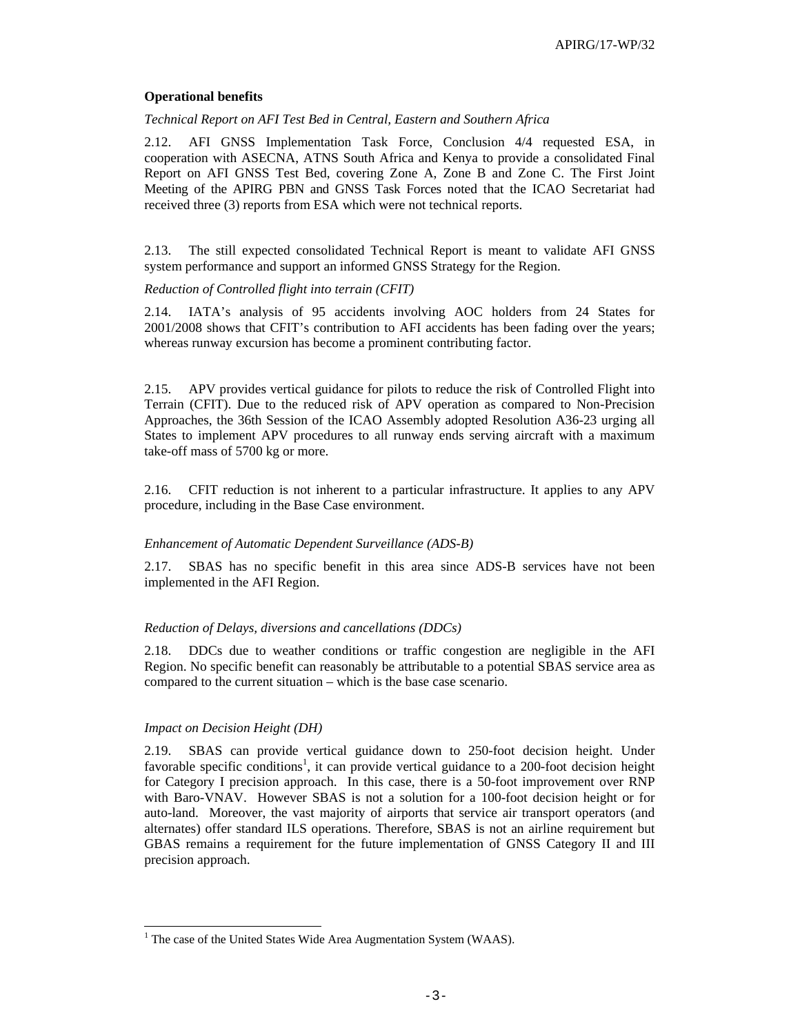**Operational benefits**

*Technical Report on AFI Test Bed in Central, Eastern and Southern Africa*

2.12. AFI GNSS Implementation Task Force, Conclusion 4/4 requested ESA, in cooperation with ASECNA, ATNS South Africa and Kenya to provide a consolidated Final Report on AFI GNSS Test Bed, covering Zone A, Zone B and Zone C. The First Joint Meeting of the APIRG PBN and GNSS Task Forces noted that the ICAO Secretariat had received three (3) reports from ESA which were not technical reports.

2.13. The still expected consolidated Technical Report is meant to validate AFI GNSS system performance and support an informed GNSS Strategy for the Region.

*Reduction of Controlled flight into terrain (CFIT)*

2.14. IATA's analysis of 95 accidents involving AOC holders from 24 States for 2001/2008 shows that CFIT's contribution to AFI accidents has been fading over the years; whereas runway excursion has become a prominent contributing factor.

2.15. APV provides vertical guidance for pilots to reduce the risk of Controlled Flight into Terrain (CFIT). Due to the reduced risk of APV operation as compared to Non-Precision Approaches, the 36th Session of the ICAO Assembly adopted Resolution A36-23 urging all States to implement APV procedures to all runway ends serving aircraft with a maximum take-off mass of 5700 kg or more.

2.16. CFIT reduction is not inherent to a particular infrastructure. It applies to any APV procedure, including in the Base Case environment.

*Enhancement of Automatic Dependent Surveillance (ADS-B)*

2.17. SBAS has no specific benefit in this area since ADS-B services have not been implemented in the AFI Region.

*Reduction of Delays, diversions and cancellations (DDCs)*

2.18. DDCs due to weather conditions or traffic congestion are negligible in the AFI Region. No specific benefit can reasonably be attributable to a potential SBAS service area as compared to the current situation – which is the base case scenario.

*Impact on Decision Height (DH)*

2.19. SBAS can provide vertical guidance down to 250-foot decision height. Under favorable specific conditions[1], it can provide vertical guidance to a 200-foot decision height for Category I precision approach. In this case, there is a 50-foot improvement over RNP with Baro-VNAV. However SBAS is not a solution for a 100-foot decision height or for auto-land. Moreover, the vast majority of airports that service air transport operators (and alternates) offer standard ILS operations. Therefore, SBAS is not an airline requirement but GBAS remains a requirement for the future implementation of GNSS Category II and III precision approach.

[1] The case of the United States Wide Area Augmentation System (WAAS).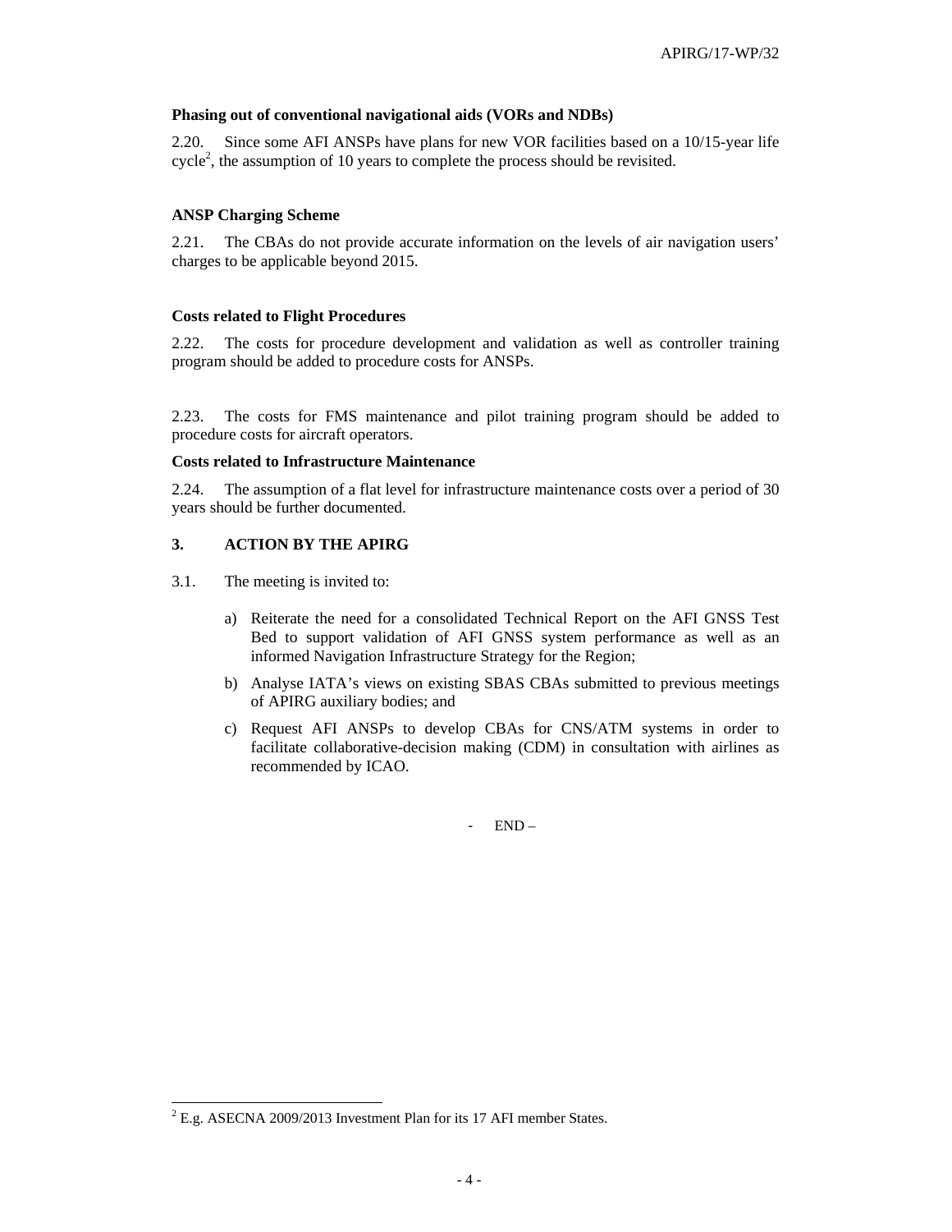**Phasing out of conventional navigational aids (VORs and NDBs)**

2.20. Since some AFI ANSPs have plans for new VOR facilities based on a 10/15-year life cycle[2], the assumption of 10 years to complete the process should be revisited.

**ANSP Charging Scheme**

2.21. The CBAs do not provide accurate information on the levels of air navigation users' charges to be applicable beyond 2015.

**Costs related to Flight Procedures**

2.22. The costs for procedure development and validation as well as controller training program should be added to procedure costs for ANSPs.

2.23. The costs for FMS maintenance and pilot training program should be added to procedure costs for aircraft operators.

**Costs related to Infrastructure Maintenance**

2.24. The assumption of a flat level for infrastructure maintenance costs over a period of 30 years should be further documented.

## 3. ACTION BY THE APIRG

3.1. The meeting is invited to:

a) Reiterate the need for a consolidated Technical Report on the AFI GNSS Test Bed to support validation of AFI GNSS system performance as well as an informed Navigation Infrastructure Strategy for the Region;

b) Analyse IATA's views on existing SBAS CBAs submitted to previous meetings of APIRG auxiliary bodies; and

c) Request AFI ANSPs to develop CBAs for CNS/ATM systems in order to facilitate collaborative-decision making (CDM) in consultation with airlines as recommended by ICAO.

- END –

[2] E.g. ASECNA 2009/2013 Investment Plan for its 17 AFI member States.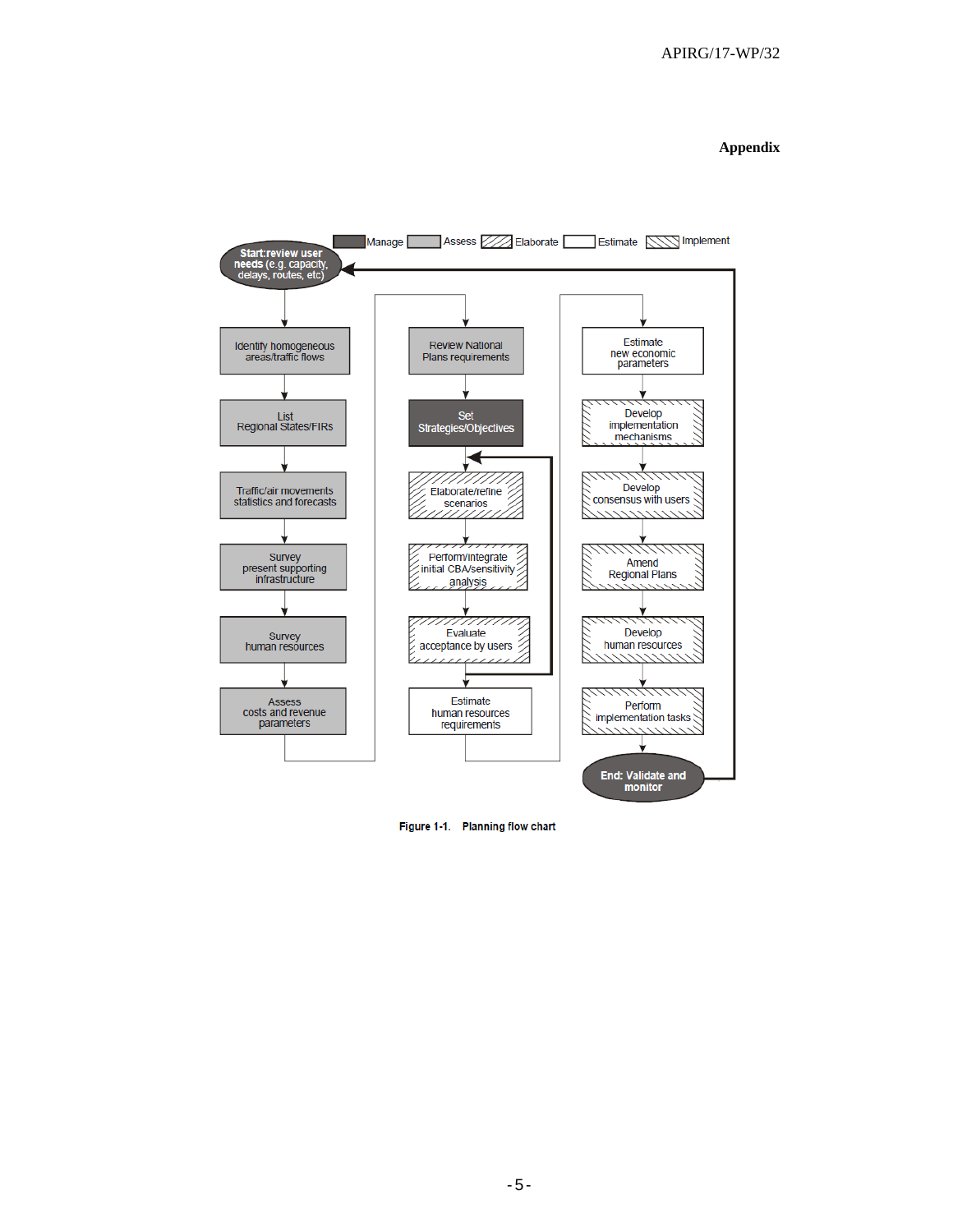**Appendix**

Manage
Assess
Elaborate
Estimate
Implement

Start: review user needs (e.g. capacity, delays, routes, etc)

Identify homogeneous areas/traffic flows

List Regional States/FIRs

Traffic/air movements statistics and forecasts

Survey present supporting infrastructure

Survey human resources

Assess costs and revenue parameters

Review National Plans requirements

Set Strategies/Objectives

Elaborate/refine scenarios

Perform/integrate initial CBA/sensitivity analysis

Evaluate acceptance by users

Estimate human resources requirements

Estimate new economic parameters

Develop implementation mechanisms

Develop consensus with users

Amend Regional Plans

Develop human resources

Perform implementation tasks

End: Validate and monitor

**Figure 1-1. Planning flow chart**